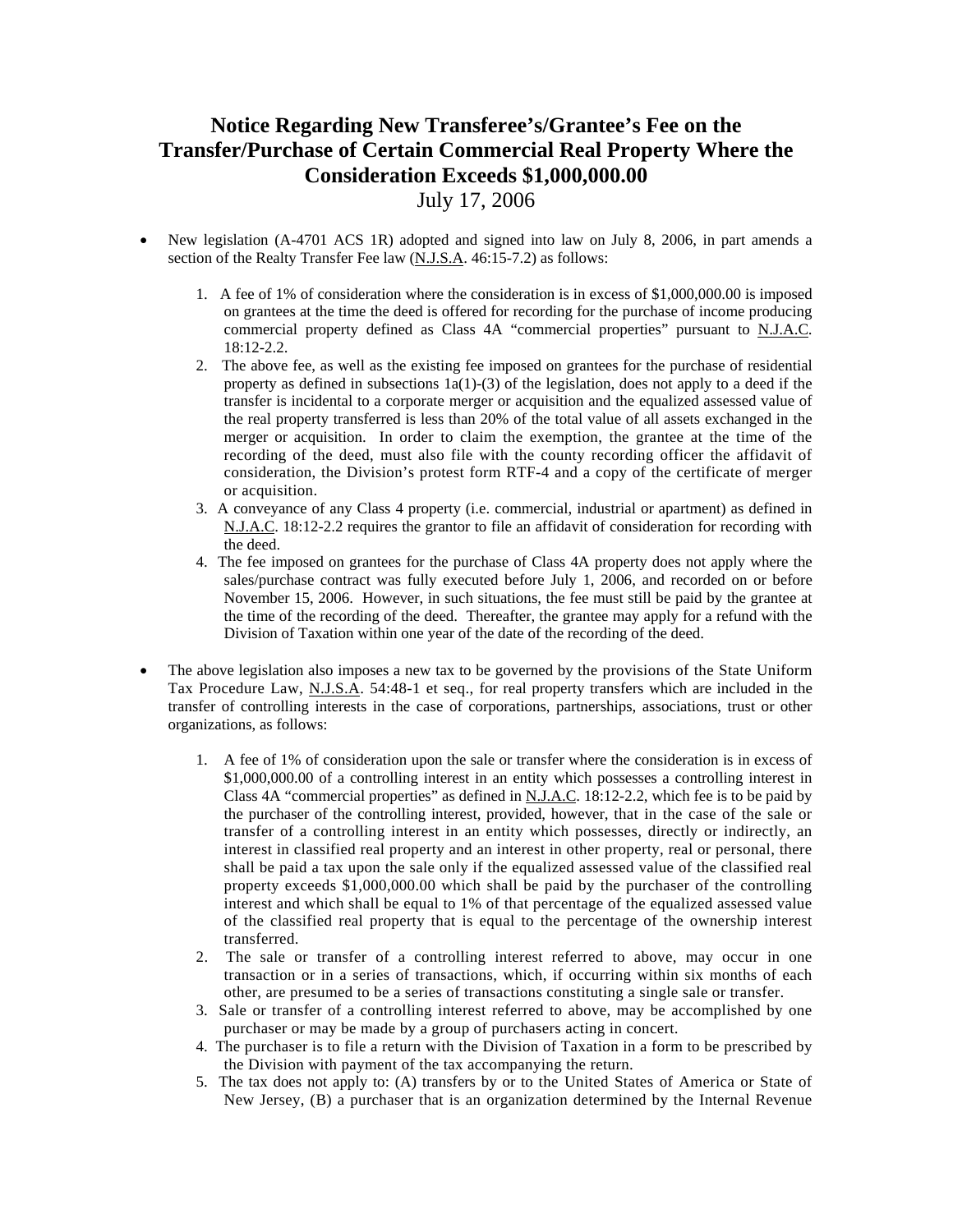# Notice Regarding New Transferee's/Grantee's Fee on the Transfer/Purchase of Certain Commercial Real Property Where the Consideration Exceeds $1,000,000.00

July 17, 2006

- New legislation (A-4701 ACS 1R) adopted and signed into law on July 8, 2006, in part amends a section of the Realty Transfer Fee law (N.J.S.A. 46:15-7.2) as follows:

    1. A fee of 1% of consideration where the consideration is in excess of $1,000,000.00 is imposed on grantees at the time the deed is offered for recording for the purchase of income producing commercial property defined as Class 4A "commercial properties" pursuant to N.J.A.C. 18:12-2.2.
    2. The above fee, as well as the existing fee imposed on grantees for the purchase of residential property as defined in subsections 1a(1)-(3) of the legislation, does not apply to a deed if the transfer is incidental to a corporate merger or acquisition and the equalized assessed value of the real property transferred is less than 20% of the total value of all assets exchanged in the merger or acquisition. In order to claim the exemption, the grantee at the time of the recording of the deed, must also file with the county recording officer the affidavit of consideration, the Division's protest form RTF-4 and a copy of the certificate of merger or acquisition.
    3. A conveyance of any Class 4 property (i.e. commercial, industrial or apartment) as defined in N.J.A.C. 18:12-2.2 requires the grantor to file an affidavit of consideration for recording with the deed.
    4. The fee imposed on grantees for the purchase of Class 4A property does not apply where the sales/purchase contract was fully executed before July 1, 2006, and recorded on or before November 15, 2006. However, in such situations, the fee must still be paid by the grantee at the time of the recording of the deed. Thereafter, the grantee may apply for a refund with the Division of Taxation within one year of the date of the recording of the deed.

- The above legislation also imposes a new tax to be governed by the provisions of the State Uniform Tax Procedure Law, N.J.S.A. 54:48-1 et seq., for real property transfers which are included in the transfer of controlling interests in the case of corporations, partnerships, associations, trust or other organizations, as follows:

    1. A fee of 1% of consideration upon the sale or transfer where the consideration is in excess of $1,000,000.00 of a controlling interest in an entity which possesses a controlling interest in Class 4A "commercial properties" as defined in N.J.A.C. 18:12-2.2, which fee is to be paid by the purchaser of the controlling interest, provided, however, that in the case of the sale or transfer of a controlling interest in an entity which possesses, directly or indirectly, an interest in classified real property and an interest in other property, real or personal, there shall be paid a tax upon the sale only if the equalized assessed value of the classified real property exceeds $1,000,000.00 which shall be paid by the purchaser of the controlling interest and which shall be equal to 1% of that percentage of the equalized assessed value of the classified real property that is equal to the percentage of the ownership interest transferred.
    2. The sale or transfer of a controlling interest referred to above, may occur in one transaction or in a series of transactions, which, if occurring within six months of each other, are presumed to be a series of transactions constituting a single sale or transfer.
    3. Sale or transfer of a controlling interest referred to above, may be accomplished by one purchaser or may be made by a group of purchasers acting in concert.
    4. The purchaser is to file a return with the Division of Taxation in a form to be prescribed by the Division with payment of the tax accompanying the return.
    5. The tax does not apply to: (A) transfers by or to the United States of America or State of New Jersey, (B) a purchaser that is an organization determined by the Internal Revenue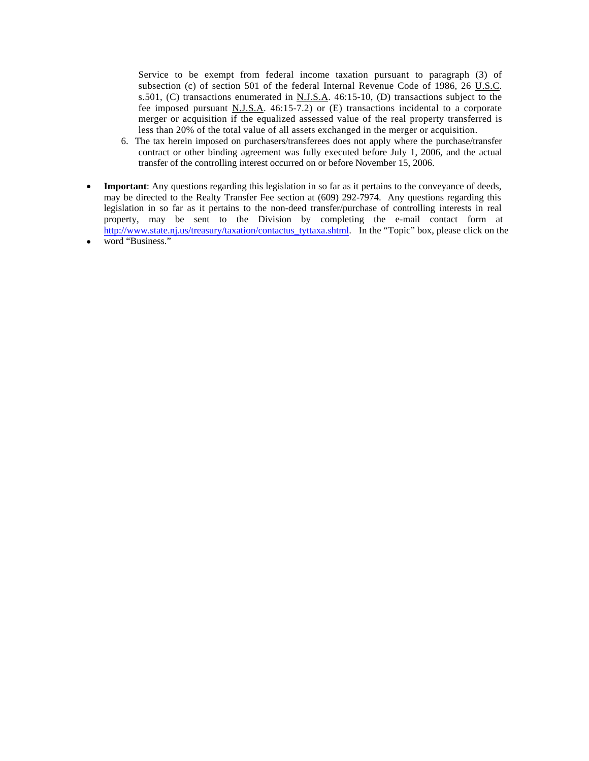Service to be exempt from federal income taxation pursuant to paragraph (3) of subsection (c) of section 501 of the federal Internal Revenue Code of 1986, 26 U.S.C. s.501, (C) transactions enumerated in N.J.S.A. 46:15-10, (D) transactions subject to the fee imposed pursuant N.J.S.A. 46:15-7.2) or (E) transactions incidental to a corporate merger or acquisition if the equalized assessed value of the real property transferred is less than 20% of the total value of all assets exchanged in the merger or acquisition.

6. The tax herein imposed on purchasers/transferees does not apply where the purchase/transfer contract or other binding agreement was fully executed before July 1, 2006, and the actual transfer of the controlling interest occurred on or before November 15, 2006.

- **Important**: Any questions regarding this legislation in so far as it pertains to the conveyance of deeds, may be directed to the Realty Transfer Fee section at (609) 292-7974. Any questions regarding this legislation in so far as it pertains to the non-deed transfer/purchase of controlling interests in real property, may be sent to the Division by completing the e-mail contact form at http://www.state.nj.us/treasury/taxation/contactus_tyttaxa.shtml. In the "Topic" box, please click on the
- word "Business."